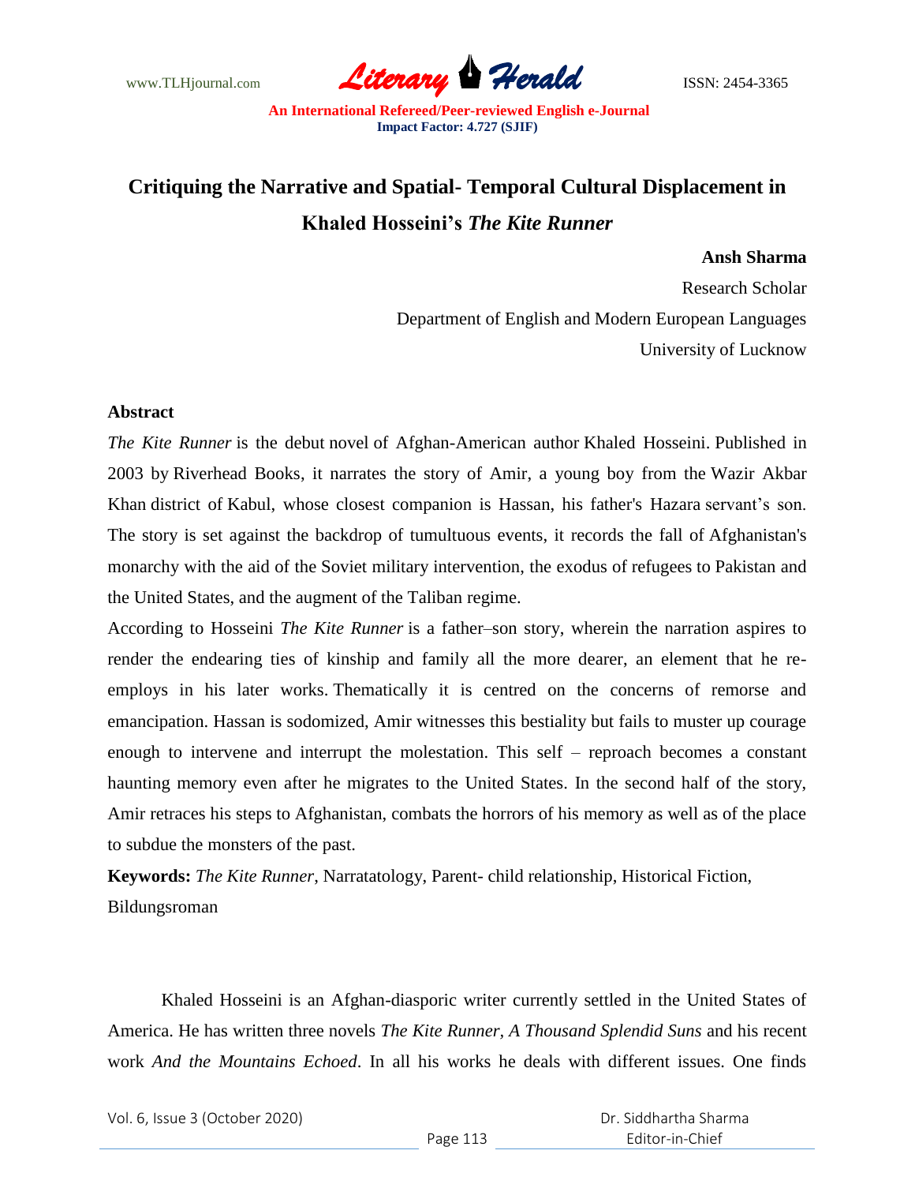# Critiquing the Narrative and Spatial- Temporal Cultural Displacement in Khaled Hosseini's *The Kite Runner*

**Ansh Sharma**

Research Scholar

Department of English and Modern European Languages

University of Lucknow

## Abstract

*The Kite Runner* is the debut novel of Afghan-American author Khaled Hosseini. Published in 2003 by Riverhead Books, it narrates the story of Amir, a young boy from the Wazir Akbar Khan district of Kabul, whose closest companion is Hassan, his father's Hazara servant's son. The story is set against the backdrop of tumultuous events, it records the fall of Afghanistan's monarchy with the aid of the Soviet military intervention, the exodus of refugees to Pakistan and the United States, and the augment of the Taliban regime.

According to Hosseini *The Kite Runner* is a father–son story, wherein the narration aspires to render the endearing ties of kinship and family all the more dearer, an element that he re-employs in his later works. Thematically it is centred on the concerns of remorse and emancipation. Hassan is sodomized, Amir witnesses this bestiality but fails to muster up courage enough to intervene and interrupt the molestation. This self – reproach becomes a constant haunting memory even after he migrates to the United States. In the second half of the story, Amir retraces his steps to Afghanistan, combats the horrors of his memory as well as of the place to subdue the monsters of the past.

**Keywords:** *The Kite Runner*, Narratatology, Parent- child relationship, Historical Fiction, Bildungsroman

Khaled Hosseini is an Afghan-diasporic writer currently settled in the United States of America. He has written three novels *The Kite Runner*, *A Thousand Splendid Suns* and his recent work *And the Mountains Echoed*. In all his works he deals with different issues. One finds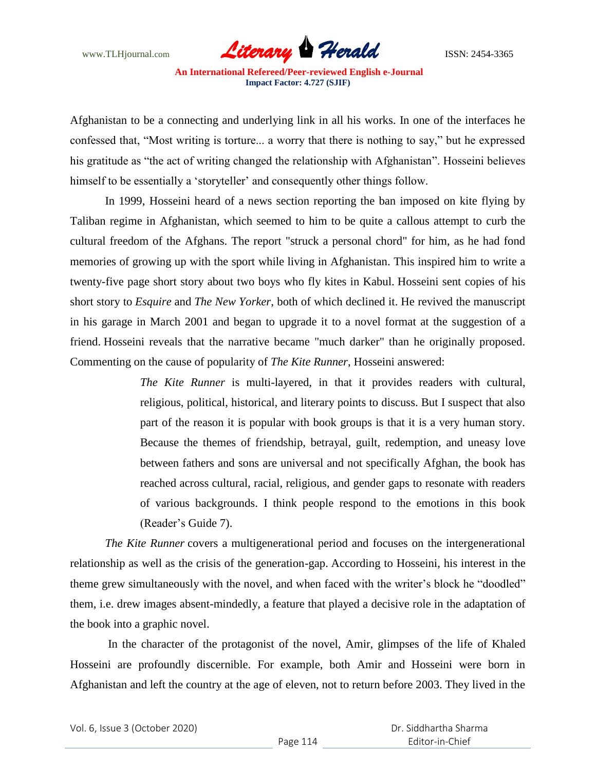Afghanistan to be a connecting and underlying link in all his works. In one of the interfaces he confessed that, "Most writing is torture... a worry that there is nothing to say," but he expressed his gratitude as "the act of writing changed the relationship with Afghanistan". Hosseini believes himself to be essentially a 'storyteller' and consequently other things follow.

In 1999, Hosseini heard of a news section reporting the ban imposed on kite flying by Taliban regime in Afghanistan, which seemed to him to be quite a callous attempt to curb the cultural freedom of the Afghans. The report "struck a personal chord" for him, as he had fond memories of growing up with the sport while living in Afghanistan. This inspired him to write a twenty-five page short story about two boys who fly kites in Kabul. Hosseini sent copies of his short story to *Esquire* and *The New Yorker*, both of which declined it. He revived the manuscript in his garage in March 2001 and began to upgrade it to a novel format at the suggestion of a friend. Hosseini reveals that the narrative became "much darker" than he originally proposed. Commenting on the cause of popularity of *The Kite Runner*, Hosseini answered:

> *The Kite Runner* is multi-layered, in that it provides readers with cultural, religious, political, historical, and literary points to discuss. But I suspect that also part of the reason it is popular with book groups is that it is a very human story. Because the themes of friendship, betrayal, guilt, redemption, and uneasy love between fathers and sons are universal and not specifically Afghan, the book has reached across cultural, racial, religious, and gender gaps to resonate with readers of various backgrounds. I think people respond to the emotions in this book (Reader's Guide 7).

*The Kite Runner* covers a multigenerational period and focuses on the intergenerational relationship as well as the crisis of the generation-gap. According to Hosseini, his interest in the theme grew simultaneously with the novel, and when faced with the writer's block he "doodled" them, i.e. drew images absent-mindedly, a feature that played a decisive role in the adaptation of the book into a graphic novel.

In the character of the protagonist of the novel, Amir, glimpses of the life of Khaled Hosseini are profoundly discernible. For example, both Amir and Hosseini were born in Afghanistan and left the country at the age of eleven, not to return before 2003. They lived in the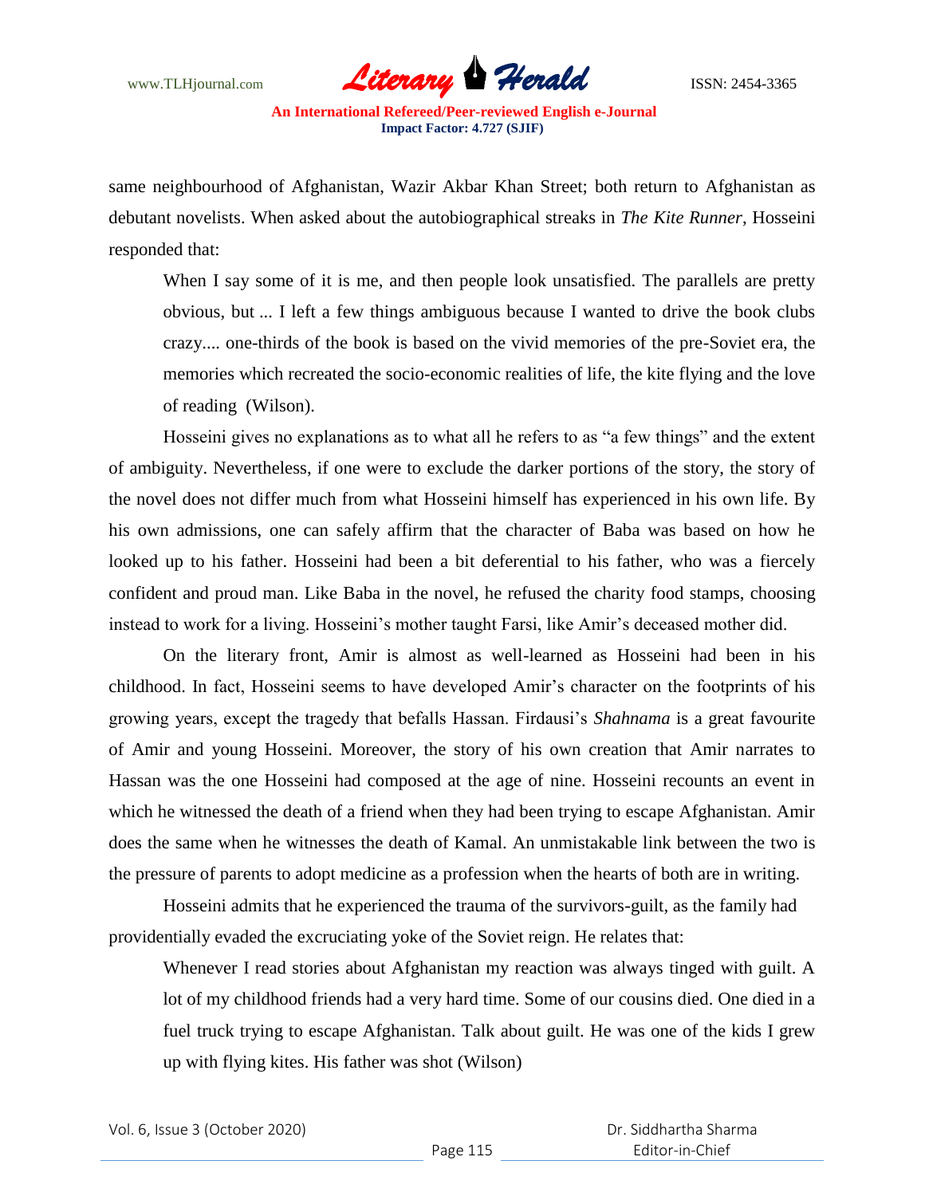same neighbourhood of Afghanistan, Wazir Akbar Khan Street; both return to Afghanistan as debutant novelists. When asked about the autobiographical streaks in *The Kite Runner*, Hosseini responded that:

> When I say some of it is me, and then people look unsatisfied. The parallels are pretty obvious, but ... I left a few things ambiguous because I wanted to drive the book clubs crazy.... one-thirds of the book is based on the vivid memories of the pre-Soviet era, the memories which recreated the socio-economic realities of life, the kite flying and the love of reading (Wilson).

Hosseini gives no explanations as to what all he refers to as "a few things" and the extent of ambiguity. Nevertheless, if one were to exclude the darker portions of the story, the story of the novel does not differ much from what Hosseini himself has experienced in his own life. By his own admissions, one can safely affirm that the character of Baba was based on how he looked up to his father. Hosseini had been a bit deferential to his father, who was a fiercely confident and proud man. Like Baba in the novel, he refused the charity food stamps, choosing instead to work for a living. Hosseini's mother taught Farsi, like Amir's deceased mother did.

On the literary front, Amir is almost as well-learned as Hosseini had been in his childhood. In fact, Hosseini seems to have developed Amir's character on the footprints of his growing years, except the tragedy that befalls Hassan. Firdausi's *Shahnama* is a great favourite of Amir and young Hosseini. Moreover, the story of his own creation that Amir narrates to Hassan was the one Hosseini had composed at the age of nine. Hosseini recounts an event in which he witnessed the death of a friend when they had been trying to escape Afghanistan. Amir does the same when he witnesses the death of Kamal. An unmistakable link between the two is the pressure of parents to adopt medicine as a profession when the hearts of both are in writing.

Hosseini admits that he experienced the trauma of the survivors-guilt, as the family had providentially evaded the excruciating yoke of the Soviet reign. He relates that:

> Whenever I read stories about Afghanistan my reaction was always tinged with guilt. A lot of my childhood friends had a very hard time. Some of our cousins died. One died in a fuel truck trying to escape Afghanistan. Talk about guilt. He was one of the kids I grew up with flying kites. His father was shot (Wilson)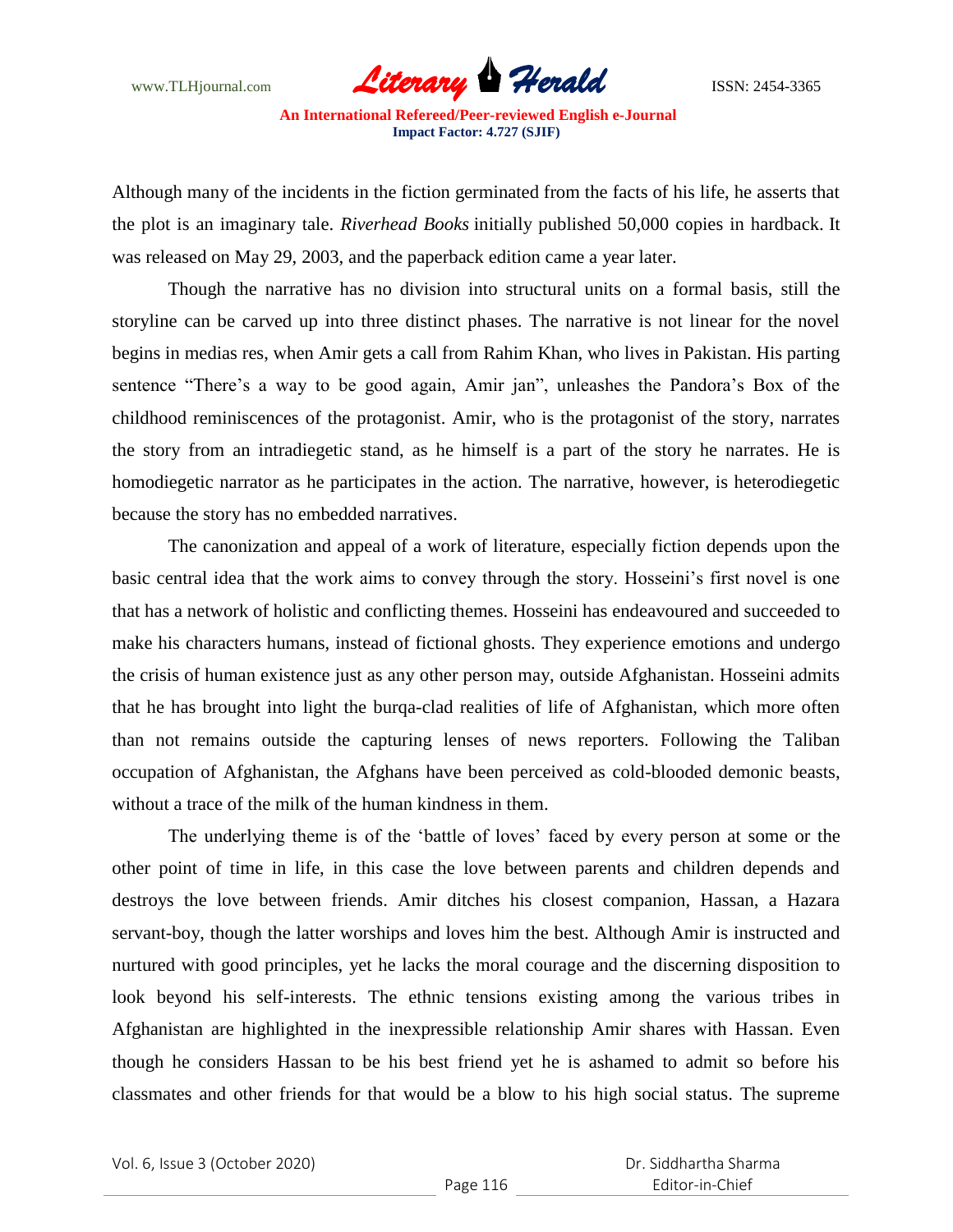Although many of the incidents in the fiction germinated from the facts of his life, he asserts that the plot is an imaginary tale. *Riverhead Books* initially published 50,000 copies in hardback. It was released on May 29, 2003, and the paperback edition came a year later.

Though the narrative has no division into structural units on a formal basis, still the storyline can be carved up into three distinct phases. The narrative is not linear for the novel begins in medias res, when Amir gets a call from Rahim Khan, who lives in Pakistan. His parting sentence "There's a way to be good again, Amir jan", unleashes the Pandora's Box of the childhood reminiscences of the protagonist. Amir, who is the protagonist of the story, narrates the story from an intradiegetic stand, as he himself is a part of the story he narrates. He is homodiegetic narrator as he participates in the action. The narrative, however, is heterodiegetic because the story has no embedded narratives.

The canonization and appeal of a work of literature, especially fiction depends upon the basic central idea that the work aims to convey through the story. Hosseini's first novel is one that has a network of holistic and conflicting themes. Hosseini has endeavoured and succeeded to make his characters humans, instead of fictional ghosts. They experience emotions and undergo the crisis of human existence just as any other person may, outside Afghanistan. Hosseini admits that he has brought into light the burqa-clad realities of life of Afghanistan, which more often than not remains outside the capturing lenses of news reporters. Following the Taliban occupation of Afghanistan, the Afghans have been perceived as cold-blooded demonic beasts, without a trace of the milk of the human kindness in them.

The underlying theme is of the 'battle of loves' faced by every person at some or the other point of time in life, in this case the love between parents and children depends and destroys the love between friends. Amir ditches his closest companion, Hassan, a Hazara servant-boy, though the latter worships and loves him the best. Although Amir is instructed and nurtured with good principles, yet he lacks the moral courage and the discerning disposition to look beyond his self-interests. The ethnic tensions existing among the various tribes in Afghanistan are highlighted in the inexpressible relationship Amir shares with Hassan. Even though he considers Hassan to be his best friend yet he is ashamed to admit so before his classmates and other friends for that would be a blow to his high social status. The supreme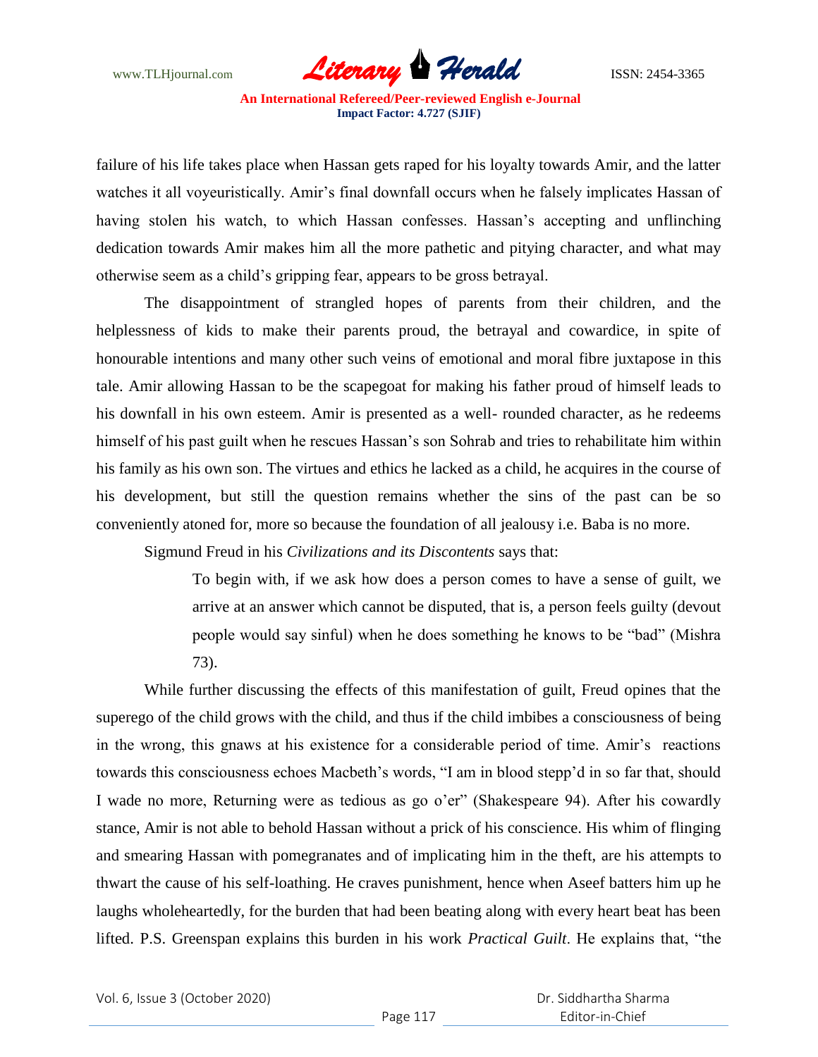failure of his life takes place when Hassan gets raped for his loyalty towards Amir, and the latter watches it all voyeuristically. Amir's final downfall occurs when he falsely implicates Hassan of having stolen his watch, to which Hassan confesses. Hassan's accepting and unflinching dedication towards Amir makes him all the more pathetic and pitying character, and what may otherwise seem as a child's gripping fear, appears to be gross betrayal.

The disappointment of strangled hopes of parents from their children, and the helplessness of kids to make their parents proud, the betrayal and cowardice, in spite of honourable intentions and many other such veins of emotional and moral fibre juxtapose in this tale. Amir allowing Hassan to be the scapegoat for making his father proud of himself leads to his downfall in his own esteem. Amir is presented as a well- rounded character, as he redeems himself of his past guilt when he rescues Hassan's son Sohrab and tries to rehabilitate him within his family as his own son. The virtues and ethics he lacked as a child, he acquires in the course of his development, but still the question remains whether the sins of the past can be so conveniently atoned for, more so because the foundation of all jealousy i.e. Baba is no more.

Sigmund Freud in his *Civilizations and its Discontents* says that:

> To begin with, if we ask how does a person comes to have a sense of guilt, we arrive at an answer which cannot be disputed, that is, a person feels guilty (devout people would say sinful) when he does something he knows to be "bad" (Mishra 73).

While further discussing the effects of this manifestation of guilt, Freud opines that the superego of the child grows with the child, and thus if the child imbibes a consciousness of being in the wrong, this gnaws at his existence for a considerable period of time. Amir's reactions towards this consciousness echoes Macbeth's words, "I am in blood stepp'd in so far that, should I wade no more, Returning were as tedious as go o'er" (Shakespeare 94). After his cowardly stance, Amir is not able to behold Hassan without a prick of his conscience. His whim of flinging and smearing Hassan with pomegranates and of implicating him in the theft, are his attempts to thwart the cause of his self-loathing. He craves punishment, hence when Aseef batters him up he laughs wholeheartedly, for the burden that had been beating along with every heart beat has been lifted. P.S. Greenspan explains this burden in his work *Practical Guilt*. He explains that, "the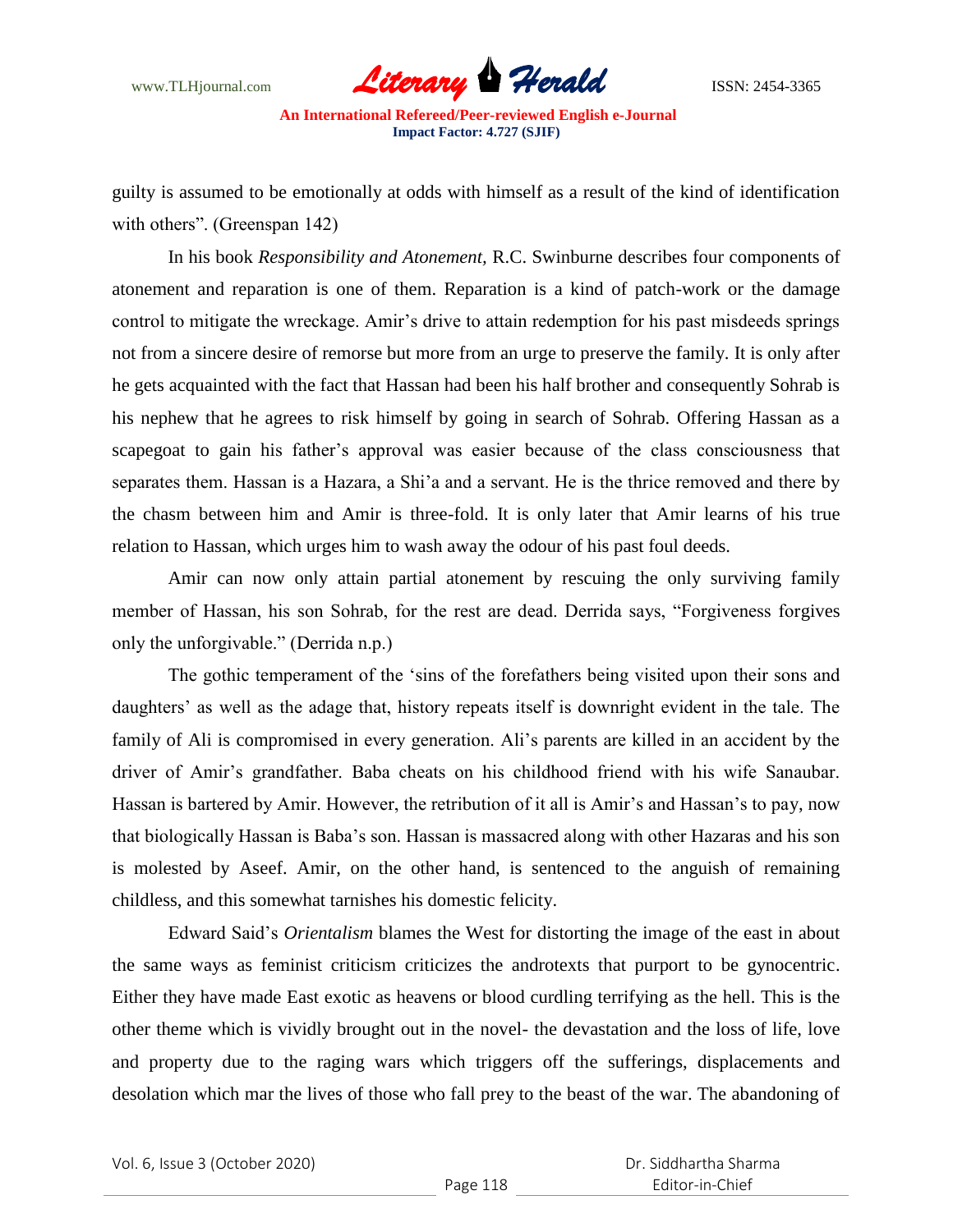guilty is assumed to be emotionally at odds with himself as a result of the kind of identification with others". (Greenspan 142)

In his book *Responsibility and Atonement,* R.C. Swinburne describes four components of atonement and reparation is one of them. Reparation is a kind of patch-work or the damage control to mitigate the wreckage. Amir's drive to attain redemption for his past misdeeds springs not from a sincere desire of remorse but more from an urge to preserve the family. It is only after he gets acquainted with the fact that Hassan had been his half brother and consequently Sohrab is his nephew that he agrees to risk himself by going in search of Sohrab. Offering Hassan as a scapegoat to gain his father's approval was easier because of the class consciousness that separates them. Hassan is a Hazara, a Shi'a and a servant. He is the thrice removed and there by the chasm between him and Amir is three-fold. It is only later that Amir learns of his true relation to Hassan, which urges him to wash away the odour of his past foul deeds.

Amir can now only attain partial atonement by rescuing the only surviving family member of Hassan, his son Sohrab, for the rest are dead. Derrida says, "Forgiveness forgives only the unforgivable." (Derrida n.p.)

The gothic temperament of the 'sins of the forefathers being visited upon their sons and daughters' as well as the adage that, history repeats itself is downright evident in the tale. The family of Ali is compromised in every generation. Ali's parents are killed in an accident by the driver of Amir's grandfather. Baba cheats on his childhood friend with his wife Sanaubar. Hassan is bartered by Amir. However, the retribution of it all is Amir's and Hassan's to pay, now that biologically Hassan is Baba's son. Hassan is massacred along with other Hazaras and his son is molested by Aseef. Amir, on the other hand, is sentenced to the anguish of remaining childless, and this somewhat tarnishes his domestic felicity.

Edward Said's *Orientalism* blames the West for distorting the image of the east in about the same ways as feminist criticism criticizes the androtexts that purport to be gynocentric. Either they have made East exotic as heavens or blood curdling terrifying as the hell. This is the other theme which is vividly brought out in the novel- the devastation and the loss of life, love and property due to the raging wars which triggers off the sufferings, displacements and desolation which mar the lives of those who fall prey to the beast of the war. The abandoning of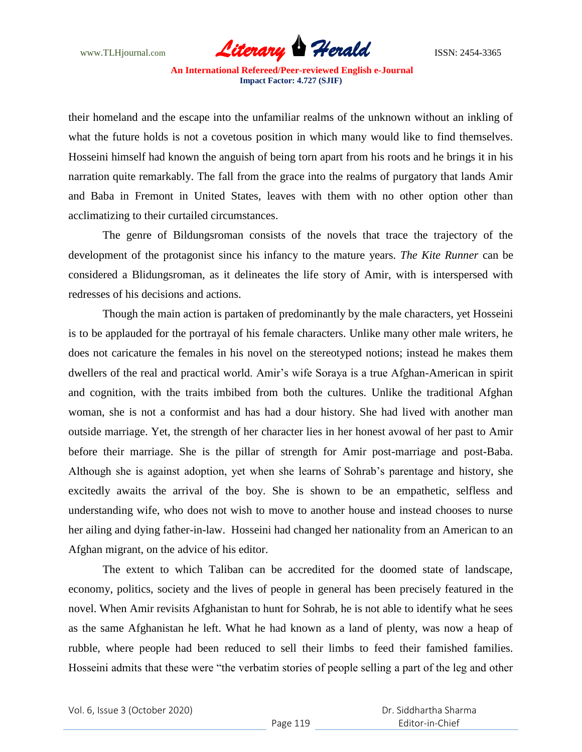their homeland and the escape into the unfamiliar realms of the unknown without an inkling of what the future holds is not a covetous position in which many would like to find themselves. Hosseini himself had known the anguish of being torn apart from his roots and he brings it in his narration quite remarkably. The fall from the grace into the realms of purgatory that lands Amir and Baba in Fremont in United States, leaves with them with no other option other than acclimatizing to their curtailed circumstances.

The genre of Bildungsroman consists of the novels that trace the trajectory of the development of the protagonist since his infancy to the mature years. *The Kite Runner* can be considered a Blidungsroman, as it delineates the life story of Amir, with is interspersed with redresses of his decisions and actions.

Though the main action is partaken of predominantly by the male characters, yet Hosseini is to be applauded for the portrayal of his female characters. Unlike many other male writers, he does not caricature the females in his novel on the stereotyped notions; instead he makes them dwellers of the real and practical world. Amir's wife Soraya is a true Afghan-American in spirit and cognition, with the traits imbibed from both the cultures. Unlike the traditional Afghan woman, she is not a conformist and has had a dour history. She had lived with another man outside marriage. Yet, the strength of her character lies in her honest avowal of her past to Amir before their marriage. She is the pillar of strength for Amir post-marriage and post-Baba. Although she is against adoption, yet when she learns of Sohrab's parentage and history, she excitedly awaits the arrival of the boy. She is shown to be an empathetic, selfless and understanding wife, who does not wish to move to another house and instead chooses to nurse her ailing and dying father-in-law. Hosseini had changed her nationality from an American to an Afghan migrant, on the advice of his editor.

The extent to which Taliban can be accredited for the doomed state of landscape, economy, politics, society and the lives of people in general has been precisely featured in the novel. When Amir revisits Afghanistan to hunt for Sohrab, he is not able to identify what he sees as the same Afghanistan he left. What he had known as a land of plenty, was now a heap of rubble, where people had been reduced to sell their limbs to feed their famished families. Hosseini admits that these were "the verbatim stories of people selling a part of the leg and other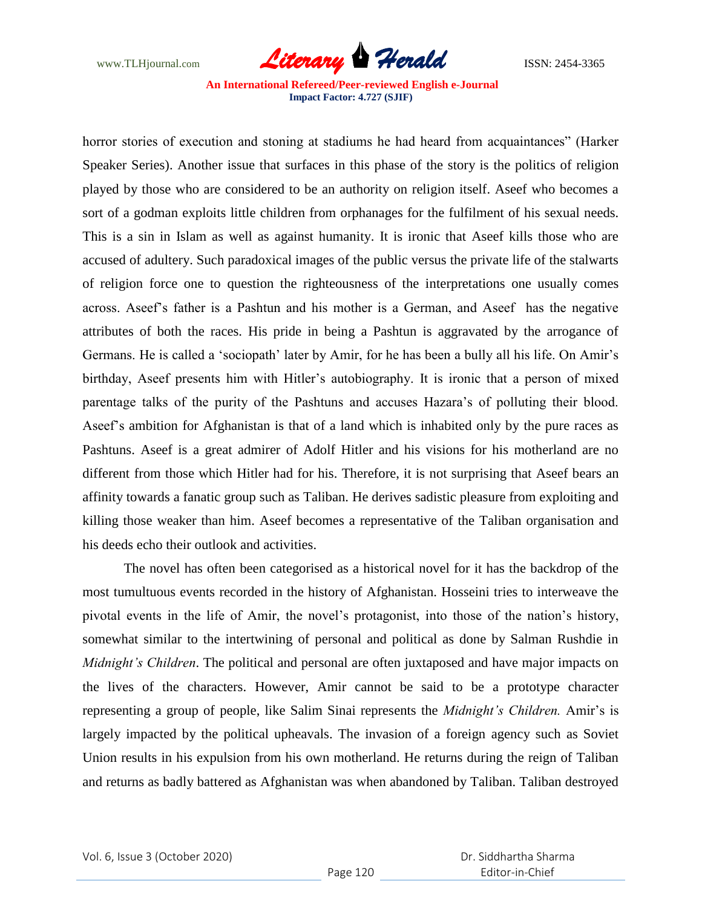horror stories of execution and stoning at stadiums he had heard from acquaintances" (Harker Speaker Series). Another issue that surfaces in this phase of the story is the politics of religion played by those who are considered to be an authority on religion itself. Aseef who becomes a sort of a godman exploits little children from orphanages for the fulfilment of his sexual needs. This is a sin in Islam as well as against humanity. It is ironic that Aseef kills those who are accused of adultery. Such paradoxical images of the public versus the private life of the stalwarts of religion force one to question the righteousness of the interpretations one usually comes across. Aseef's father is a Pashtun and his mother is a German, and Aseef has the negative attributes of both the races. His pride in being a Pashtun is aggravated by the arrogance of Germans. He is called a 'sociopath' later by Amir, for he has been a bully all his life. On Amir's birthday, Aseef presents him with Hitler's autobiography. It is ironic that a person of mixed parentage talks of the purity of the Pashtuns and accuses Hazara's of polluting their blood. Aseef's ambition for Afghanistan is that of a land which is inhabited only by the pure races as Pashtuns. Aseef is a great admirer of Adolf Hitler and his visions for his motherland are no different from those which Hitler had for his. Therefore, it is not surprising that Aseef bears an affinity towards a fanatic group such as Taliban. He derives sadistic pleasure from exploiting and killing those weaker than him. Aseef becomes a representative of the Taliban organisation and his deeds echo their outlook and activities.

The novel has often been categorised as a historical novel for it has the backdrop of the most tumultuous events recorded in the history of Afghanistan. Hosseini tries to interweave the pivotal events in the life of Amir, the novel's protagonist, into those of the nation's history, somewhat similar to the intertwining of personal and political as done by Salman Rushdie in *Midnight's Children*. The political and personal are often juxtaposed and have major impacts on the lives of the characters. However, Amir cannot be said to be a prototype character representing a group of people, like Salim Sinai represents the *Midnight's Children.* Amir's is largely impacted by the political upheavals. The invasion of a foreign agency such as Soviet Union results in his expulsion from his own motherland. He returns during the reign of Taliban and returns as badly battered as Afghanistan was when abandoned by Taliban. Taliban destroyed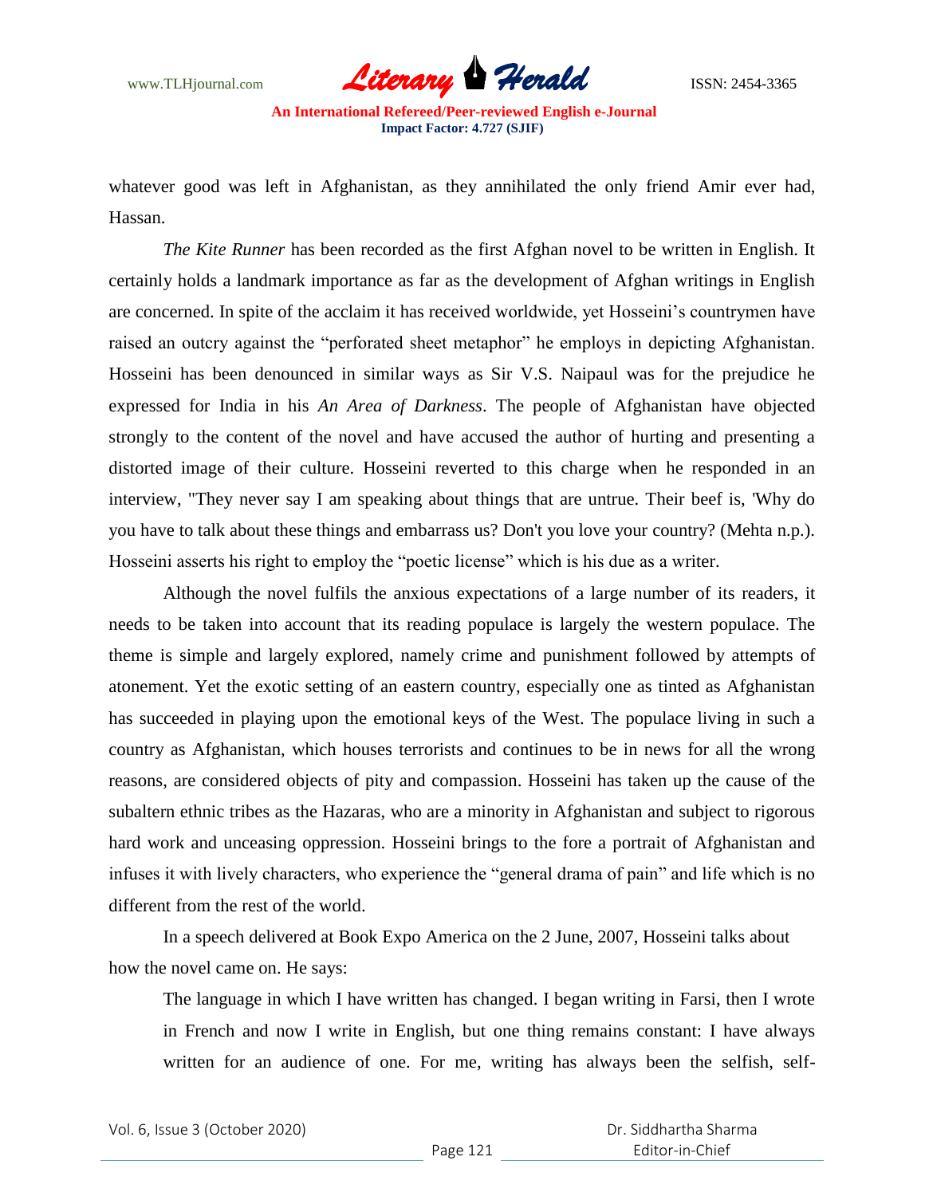whatever good was left in Afghanistan, as they annihilated the only friend Amir ever had, Hassan.

*The Kite Runner* has been recorded as the first Afghan novel to be written in English. It certainly holds a landmark importance as far as the development of Afghan writings in English are concerned. In spite of the acclaim it has received worldwide, yet Hosseini's countrymen have raised an outcry against the "perforated sheet metaphor" he employs in depicting Afghanistan. Hosseini has been denounced in similar ways as Sir V.S. Naipaul was for the prejudice he expressed for India in his *An Area of Darkness*. The people of Afghanistan have objected strongly to the content of the novel and have accused the author of hurting and presenting a distorted image of their culture. Hosseini reverted to this charge when he responded in an interview, "They never say I am speaking about things that are untrue. Their beef is, 'Why do you have to talk about these things and embarrass us? Don't you love your country? (Mehta n.p.). Hosseini asserts his right to employ the "poetic license" which is his due as a writer.

Although the novel fulfils the anxious expectations of a large number of its readers, it needs to be taken into account that its reading populace is largely the western populace. The theme is simple and largely explored, namely crime and punishment followed by attempts of atonement. Yet the exotic setting of an eastern country, especially one as tinted as Afghanistan has succeeded in playing upon the emotional keys of the West. The populace living in such a country as Afghanistan, which houses terrorists and continues to be in news for all the wrong reasons, are considered objects of pity and compassion. Hosseini has taken up the cause of the subaltern ethnic tribes as the Hazaras, who are a minority in Afghanistan and subject to rigorous hard work and unceasing oppression. Hosseini brings to the fore a portrait of Afghanistan and infuses it with lively characters, who experience the "general drama of pain" and life which is no different from the rest of the world.

In a speech delivered at Book Expo America on the 2 June, 2007, Hosseini talks about how the novel came on. He says:

> The language in which I have written has changed. I began writing in Farsi, then I wrote in French and now I write in English, but one thing remains constant: I have always written for an audience of one. For me, writing has always been the selfish, self-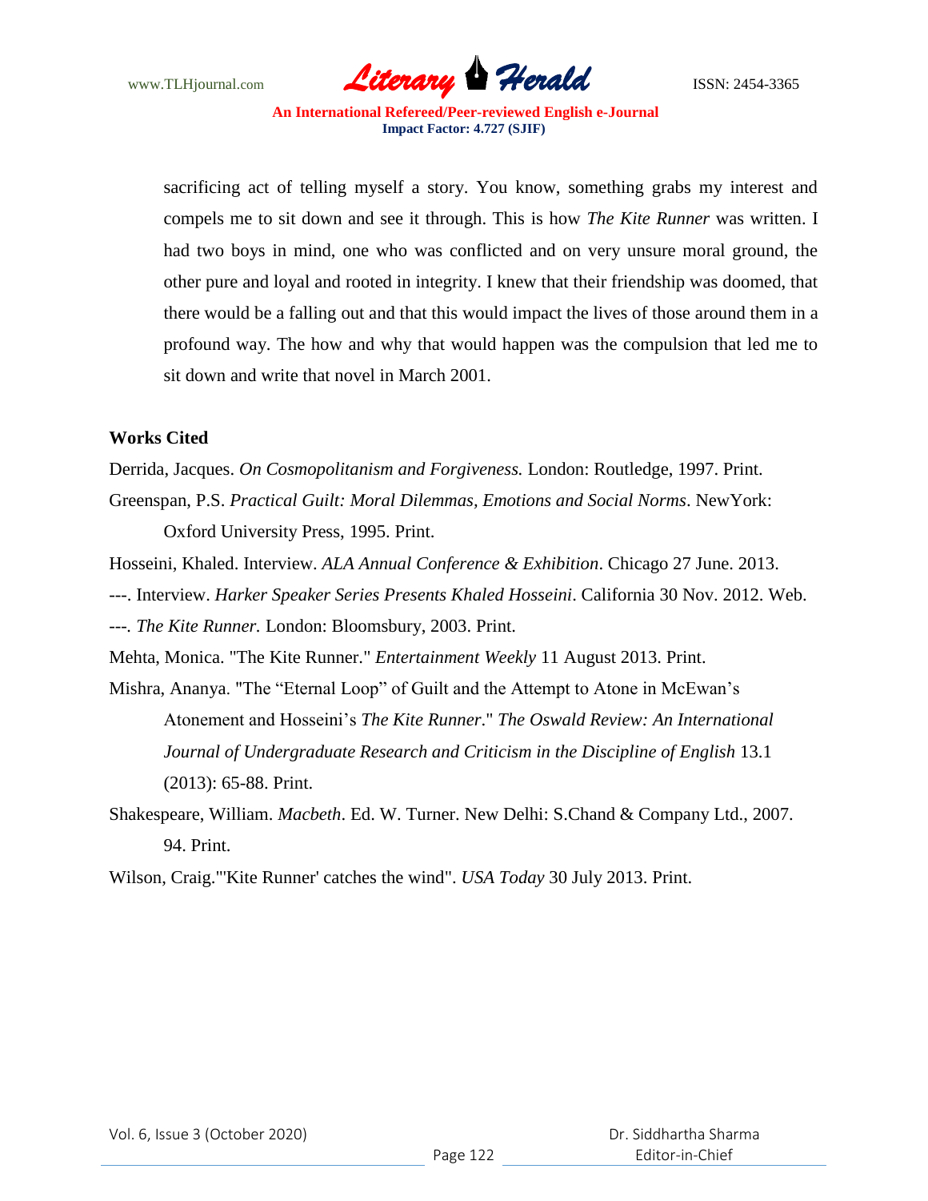sacrificing act of telling myself a story. You know, something grabs my interest and compels me to sit down and see it through. This is how *The Kite Runner* was written. I had two boys in mind, one who was conflicted and on very unsure moral ground, the other pure and loyal and rooted in integrity. I knew that their friendship was doomed, that there would be a falling out and that this would impact the lives of those around them in a profound way. The how and why that would happen was the compulsion that led me to sit down and write that novel in March 2001.

**Works Cited**

Derrida, Jacques. *On Cosmopolitanism and Forgiveness.* London: Routledge, 1997. Print.

Greenspan, P.S. *Practical Guilt: Moral Dilemmas, Emotions and Social Norms*. NewYork: Oxford University Press, 1995. Print.

Hosseini, Khaled. Interview. *ALA Annual Conference & Exhibition*. Chicago 27 June. 2013.

---. Interview. *Harker Speaker Series Presents Khaled Hosseini*. California 30 Nov. 2012. Web.

---. *The Kite Runner.* London: Bloomsbury, 2003. Print.

Mehta, Monica. "The Kite Runner." *Entertainment Weekly* 11 August 2013. Print.

Mishra, Ananya. "The "Eternal Loop" of Guilt and the Attempt to Atone in McEwan's Atonement and Hosseini's *The Kite Runner*." *The Oswald Review: An International Journal of Undergraduate Research and Criticism in the Discipline of English* 13.1 (2013): 65-88. Print.

Shakespeare, William. *Macbeth*. Ed. W. Turner. New Delhi: S.Chand & Company Ltd., 2007. 94. Print.

Wilson, Craig."'Kite Runner' catches the wind". *USA Today* 30 July 2013. Print.